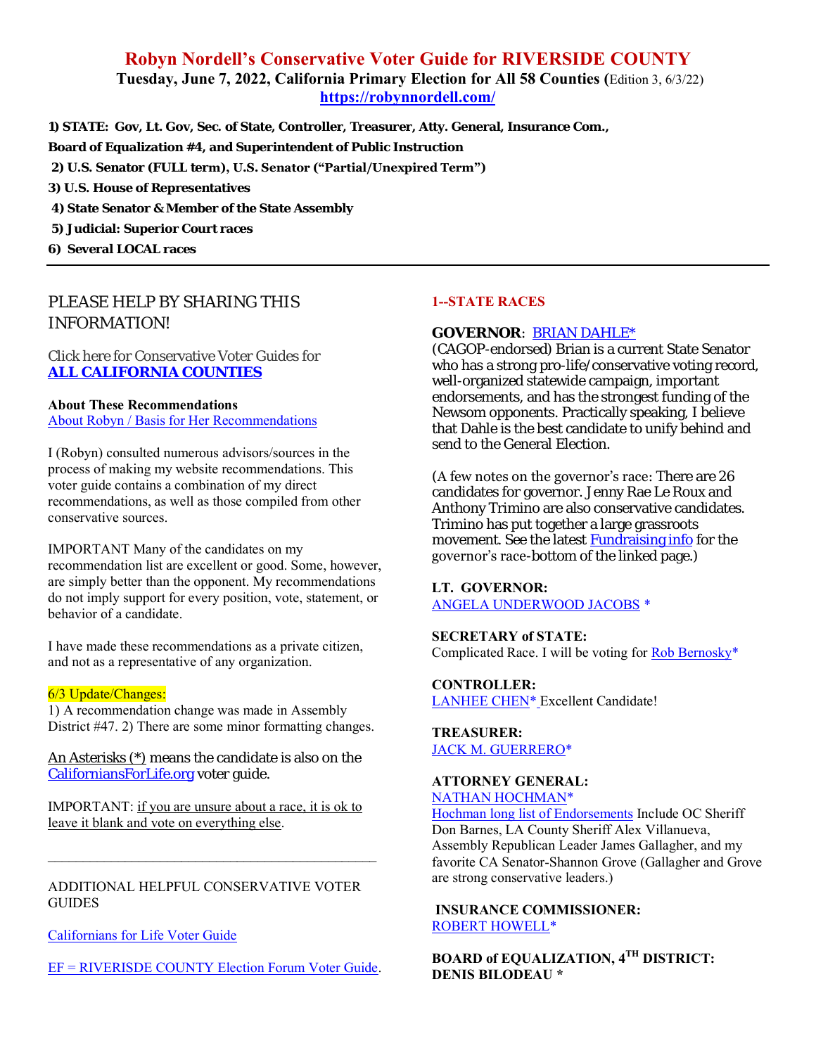# Robyn Nordell's Conservative Voter Guide for RIVERSIDE COUNTY

**Tuesday, June 7, 2022, California Primary Election for All 58 Counties (**Edition 3, 6/3/22)

**https://robynnordell.com/**

**1) STATE: Gov, Lt. Gov, Sec. of State, Controller, Treasurer, Atty. General, Insurance Com., Board of Equalization #4, and Superintendent of Public Instruction**

**2) U.S. Senator (FULL term), U.S. Senator ("Partial/Unexpired Term")**

**3) U.S. House of Representatives**

**4) State Senator & Member of the State Assembly**

**5) Judicial: Superior Court races**

**6) Several LOCAL races**

---

PLEASE HELP BY SHARING THIS INFORMATION!

Click here for Conservative Voter Guides for **ALL CALIFORNIA COUNTIES**

**About These Recommendations**

About Robyn / Basis for Her Recommendations

I (Robyn) consulted numerous advisors/sources in the process of making my website recommendations. This voter guide contains a combination of my direct recommendations, as well as those compiled from other conservative sources.

IMPORTANT Many of the candidates on my recommendation list are excellent or good. Some, however, are simply better than the opponent. My recommendations do not imply support for every position, vote, statement, or behavior of a candidate.

I have made these recommendations as a private citizen, and not as a representative of any organization.

6/3 Update/Changes:

1) A recommendation change was made in Assembly District #47. 2) There are some minor formatting changes.

An Asterisks (*) means the candidate is also on the CaliforniansForLife.org voter guide.

IMPORTANT: if you are unsure about a race, it is ok to leave it blank and vote on everything else.

---

ADDITIONAL HELPFUL CONSERVATIVE VOTER GUIDES

Californians for Life Voter Guide

EF = RIVERISDE COUNTY Election Forum Voter Guide.

## 1--STATE RACES

**GOVERNOR**: BRIAN DAHLE*

(CAGOP-endorsed) Brian is a current State Senator who has a strong pro-life/conservative voting record, well-organized statewide campaign, important endorsements, and has the strongest funding of the Newsom opponents. Practically speaking, I believe that Dahle is the best candidate to unify behind and send to the General Election.

(A few notes on the governor's race: There are 26 candidates for governor. Jenny Rae Le Roux and Anthony Trimino are also conservative candidates. Trimino has put together a large grassroots movement. See the latest Fundraising info for the governor's race-bottom of the linked page.)

**LT. GOVERNOR:**

ANGELA UNDERWOOD JACOBS *

**SECRETARY of STATE:**

Complicated Race. I will be voting for Rob Bernosky*

**CONTROLLER:**

LANHEE CHEN* Excellent Candidate!

**TREASURER:**

JACK M. GUERRERO*

**ATTORNEY GENERAL:**

NATHAN HOCHMAN*

Hochman long list of Endorsements Include OC Sheriff Don Barnes, LA County Sheriff Alex Villanueva, Assembly Republican Leader James Gallagher, and my favorite CA Senator-Shannon Grove (Gallagher and Grove are strong conservative leaders.)

**INSURANCE COMMISSIONER:**

ROBERT HOWELL*

**BOARD of EQUALIZATION, 4TH DISTRICT:**

**DENIS BILODEAU ***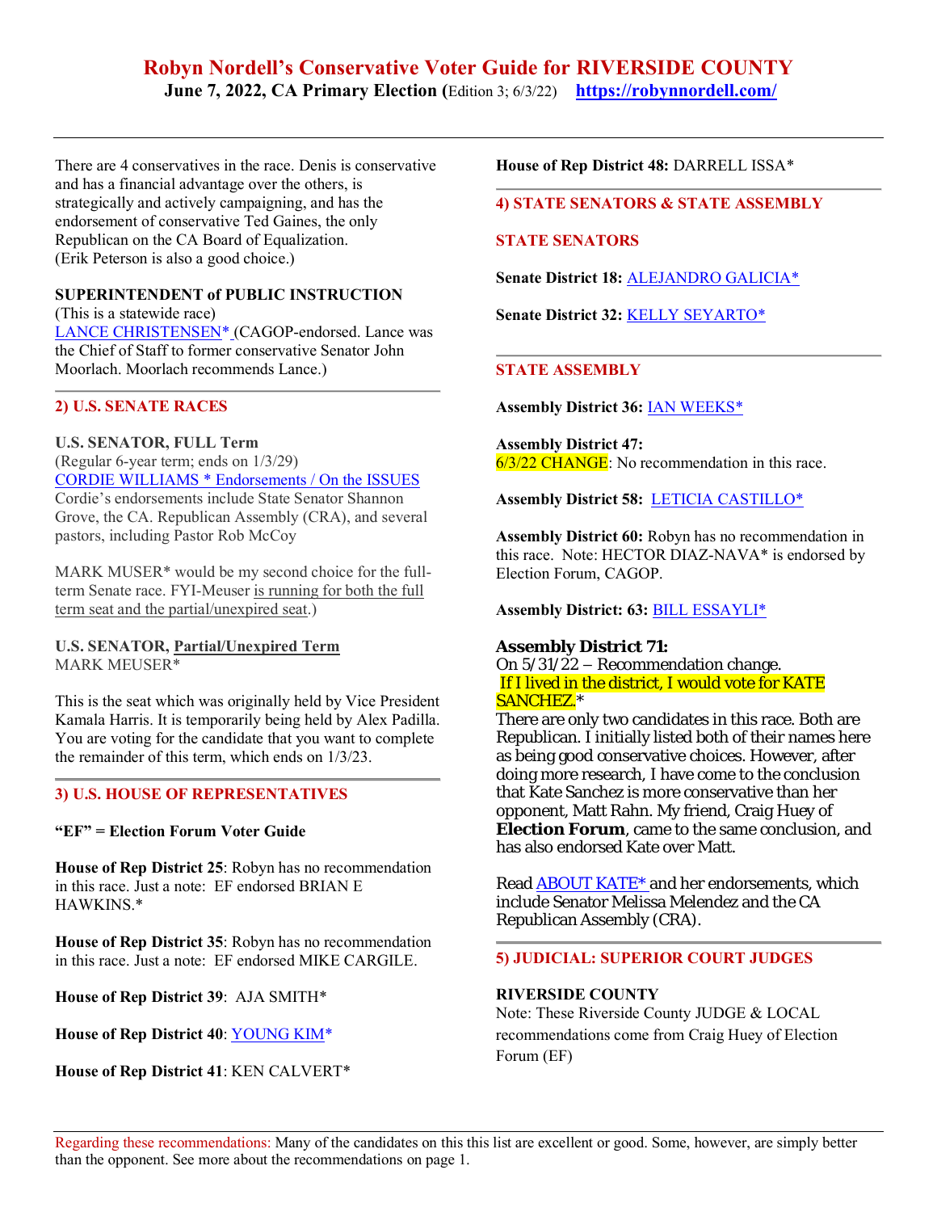There are 4 conservatives in the race. Denis is conservative and has a financial advantage over the others, is strategically and actively campaigning, and has the endorsement of conservative Ted Gaines, the only Republican on the CA Board of Equalization. (Erik Peterson is also a good choice.)

**SUPERINTENDENT of PUBLIC INSTRUCTION**
(This is a statewide race)
LANCE CHRISTENSEN* (CAGOP-endorsed. Lance was the Chief of Staff to former conservative Senator John Moorlach. Moorlach recommends Lance.)

---

## 2) U.S. SENATE RACES

**U.S. SENATOR, FULL Term**
(Regular 6-year term; ends on 1/3/29)
CORDIE WILLIAMS * Endorsements / On the ISSUES
Cordie's endorsements include State Senator Shannon Grove, the CA. Republican Assembly (CRA), and several pastors, including Pastor Rob McCoy

MARK MUSER* would be my second choice for the full-term Senate race. FYI-Meuser is running for both the full term seat and the partial/unexpired seat.)

**U.S. SENATOR, Partial/Unexpired Term**
MARK MEUSER*

This is the seat which was originally held by Vice President Kamala Harris. It is temporarily being held by Alex Padilla. You are voting for the candidate that you want to complete the remainder of this term, which ends on 1/3/23.

---

## 3) U.S. HOUSE OF REPRESENTATIVES

**"EF" = Election Forum Voter Guide**

**House of Rep District 25**: Robyn has no recommendation in this race. Just a note: EF endorsed BRIAN E HAWKINS.*

**House of Rep District 35**: Robyn has no recommendation in this race. Just a note: EF endorsed MIKE CARGILE.

**House of Rep District 39**: AJA SMITH*

**House of Rep District 40**: YOUNG KIM*

**House of Rep District 41**: KEN CALVERT*

**House of Rep District 48:** DARRELL ISSA*

---

## 4) STATE SENATORS & STATE ASSEMBLY

### STATE SENATORS

**Senate District 18:** ALEJANDRO GALICIA*

**Senate District 32:** KELLY SEYARTO*

---

### STATE ASSEMBLY

**Assembly District 36:** IAN WEEKS*

**Assembly District 47:**
6/3/22 CHANGE: No recommendation in this race.

**Assembly District 58:** LETICIA CASTILLO*

**Assembly District 60:** Robyn has no recommendation in this race. Note: HECTOR DIAZ-NAVA* is endorsed by Election Forum, CAGOP.

**Assembly District: 63:** BILL ESSAYLI*

**Assembly District 71:**
On 5/31/22 – Recommendation change.
If I lived in the district, I would vote for KATE SANCHEZ.*
There are only two candidates in this race. Both are Republican. I initially listed both of their names here as being good conservative choices. However, after doing more research, I have come to the conclusion that Kate Sanchez is more conservative than her opponent, Matt Rahn. My friend, Craig Huey of **Election Forum**, came to the same conclusion, and has also endorsed Kate over Matt.

Read ABOUT KATE* and her endorsements, which include Senator Melissa Melendez and the CA Republican Assembly (CRA).

---

## 5) JUDICIAL: SUPERIOR COURT JUDGES

**RIVERSIDE COUNTY**
Note: These Riverside County JUDGE & LOCAL recommendations come from Craig Huey of Election Forum (EF)

---

Regarding these recommendations: Many of the candidates on this this list are excellent or good. Some, however, are simply better than the opponent. See more about the recommendations on page 1.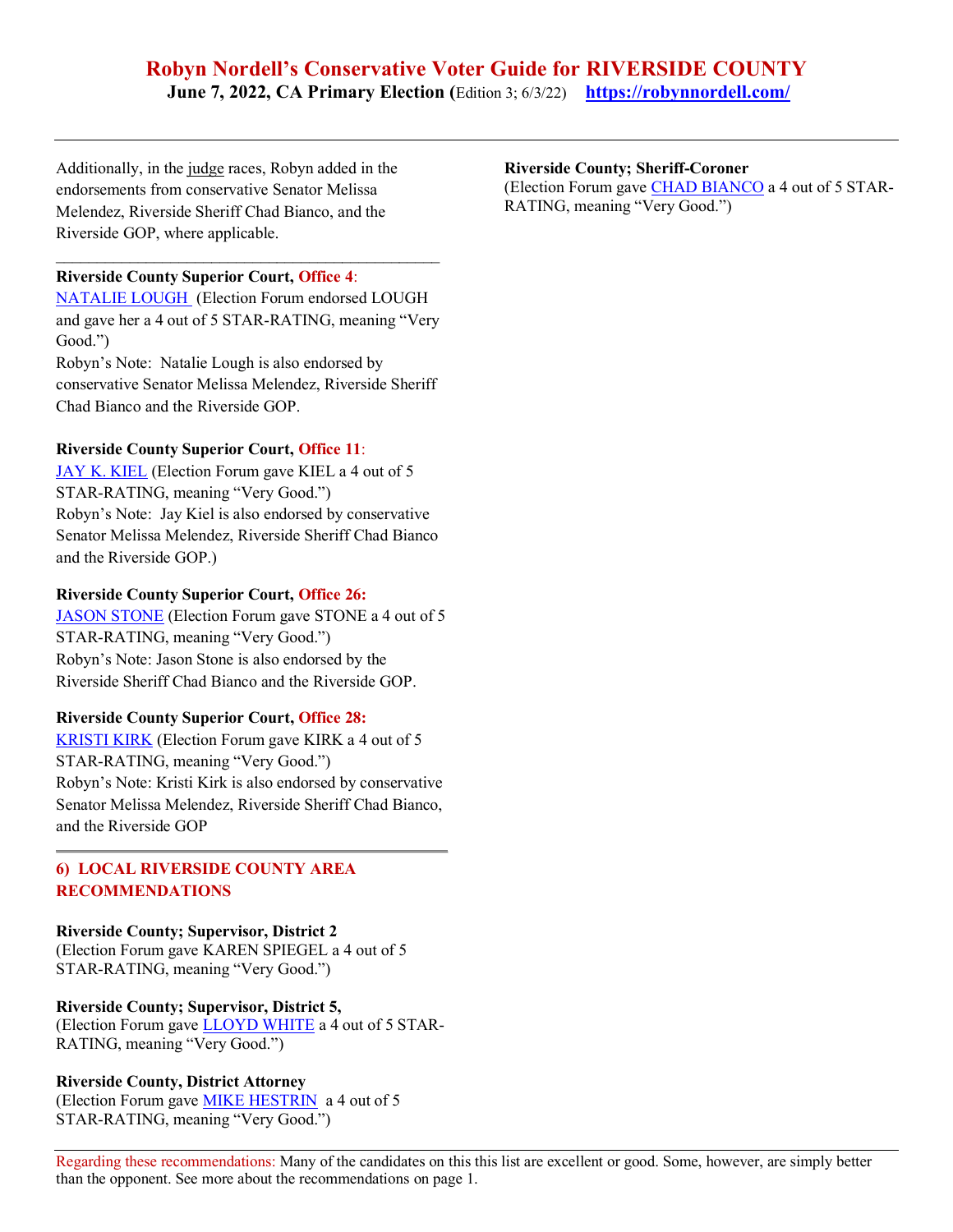Additionally, in the judge races, Robyn added in the endorsements from conservative Senator Melissa Melendez, Riverside Sheriff Chad Bianco, and the Riverside GOP, where applicable.

---

**Riverside County Superior Court, Office 4**:
NATALIE LOUGH (Election Forum endorsed LOUGH and gave her a 4 out of 5 STAR-RATING, meaning "Very Good.")
Robyn's Note: Natalie Lough is also endorsed by conservative Senator Melissa Melendez, Riverside Sheriff Chad Bianco and the Riverside GOP.

**Riverside County Superior Court, Office 11**:
JAY K. KIEL (Election Forum gave KIEL a 4 out of 5 STAR-RATING, meaning "Very Good.")
Robyn's Note: Jay Kiel is also endorsed by conservative Senator Melissa Melendez, Riverside Sheriff Chad Bianco and the Riverside GOP.)

**Riverside County Superior Court, Office 26:**
JASON STONE (Election Forum gave STONE a 4 out of 5 STAR-RATING, meaning "Very Good.")
Robyn's Note: Jason Stone is also endorsed by the Riverside Sheriff Chad Bianco and the Riverside GOP.

**Riverside County Superior Court, Office 28:**
KRISTI KIRK (Election Forum gave KIRK a 4 out of 5 STAR-RATING, meaning "Very Good.")
Robyn's Note: Kristi Kirk is also endorsed by conservative Senator Melissa Melendez, Riverside Sheriff Chad Bianco, and the Riverside GOP

---

## 6) LOCAL RIVERSIDE COUNTY AREA RECOMMENDATIONS

**Riverside County; Supervisor, District 2**
(Election Forum gave KAREN SPIEGEL a 4 out of 5 STAR-RATING, meaning "Very Good.")

**Riverside County; Supervisor, District 5,**
(Election Forum gave LLOYD WHITE a 4 out of 5 STAR-RATING, meaning "Very Good.")

**Riverside County, District Attorney**
(Election Forum gave MIKE HESTRIN a 4 out of 5 STAR-RATING, meaning "Very Good.")

**Riverside County; Sheriff-Coroner**
(Election Forum gave CHAD BIANCO a 4 out of 5 STAR-RATING, meaning "Very Good.")

Regarding these recommendations: Many of the candidates on this this list are excellent or good. Some, however, are simply better than the opponent. See more about the recommendations on page 1.